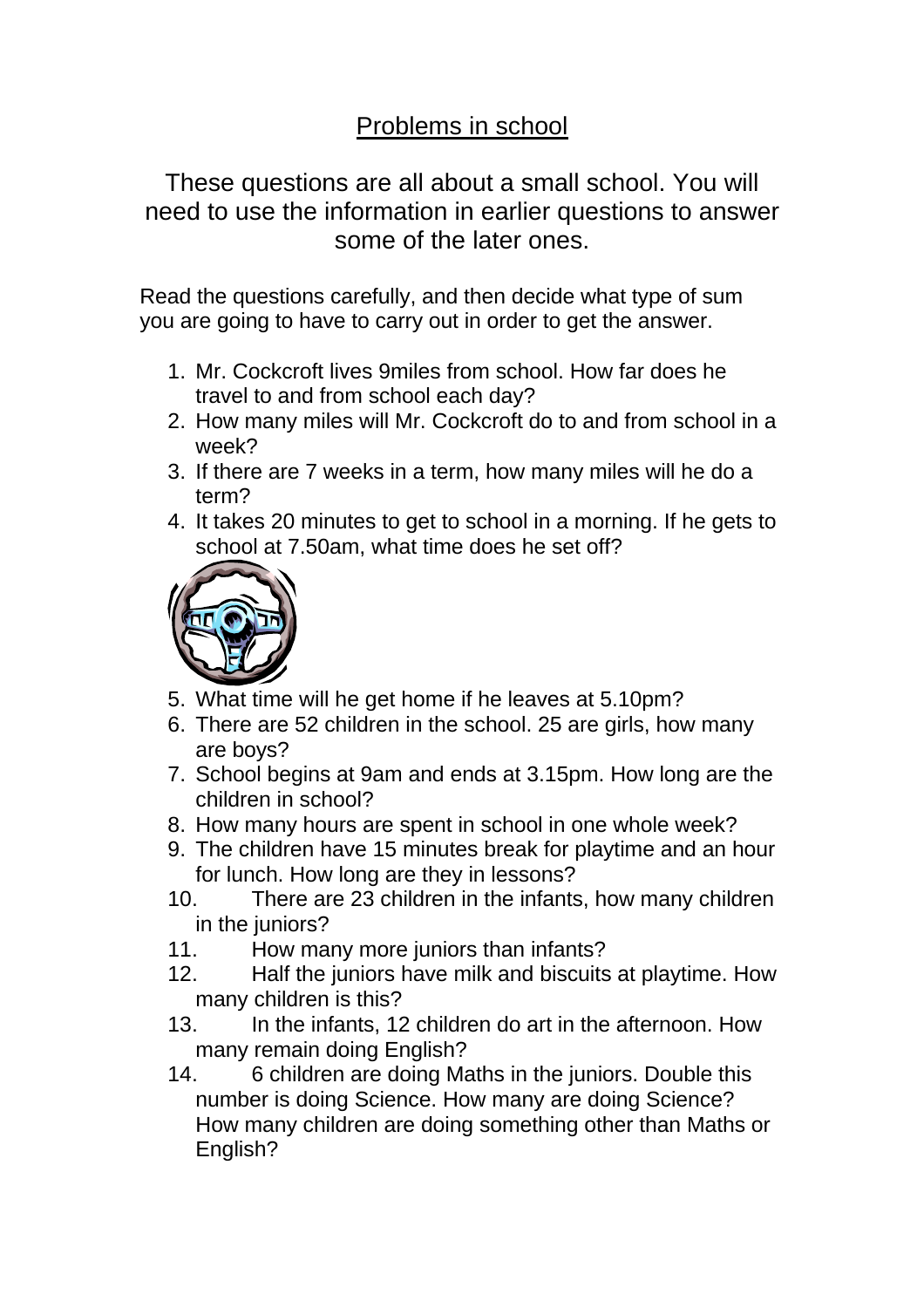# Problems in school

These questions are all about a small school. You will need to use the information in earlier questions to answer some of the later ones.

Read the questions carefully, and then decide what type of sum you are going to have to carry out in order to get the answer.

1. Mr. Cockcroft lives 9miles from school. How far does he travel to and from school each day?
2. How many miles will Mr. Cockcroft do to and from school in a week?
3. If there are 7 weeks in a term, how many miles will he do a term?
4. It takes 20 minutes to get to school in a morning. If he gets to school at 7.50am, what time does he set off?
5. What time will he get home if he leaves at 5.10pm?
6. There are 52 children in the school. 25 are girls, how many are boys?
7. School begins at 9am and ends at 3.15pm. How long are the children in school?
8. How many hours are spent in school in one whole week?
9. The children have 15 minutes break for playtime and an hour for lunch. How long are they in lessons?
10. There are 23 children in the infants, how many children in the juniors?
11. How many more juniors than infants?
12. Half the juniors have milk and biscuits at playtime. How many children is this?
13. In the infants, 12 children do art in the afternoon. How many remain doing English?
14. 6 children are doing Maths in the juniors. Double this number is doing Science. How many are doing Science? How many children are doing something other than Maths or English?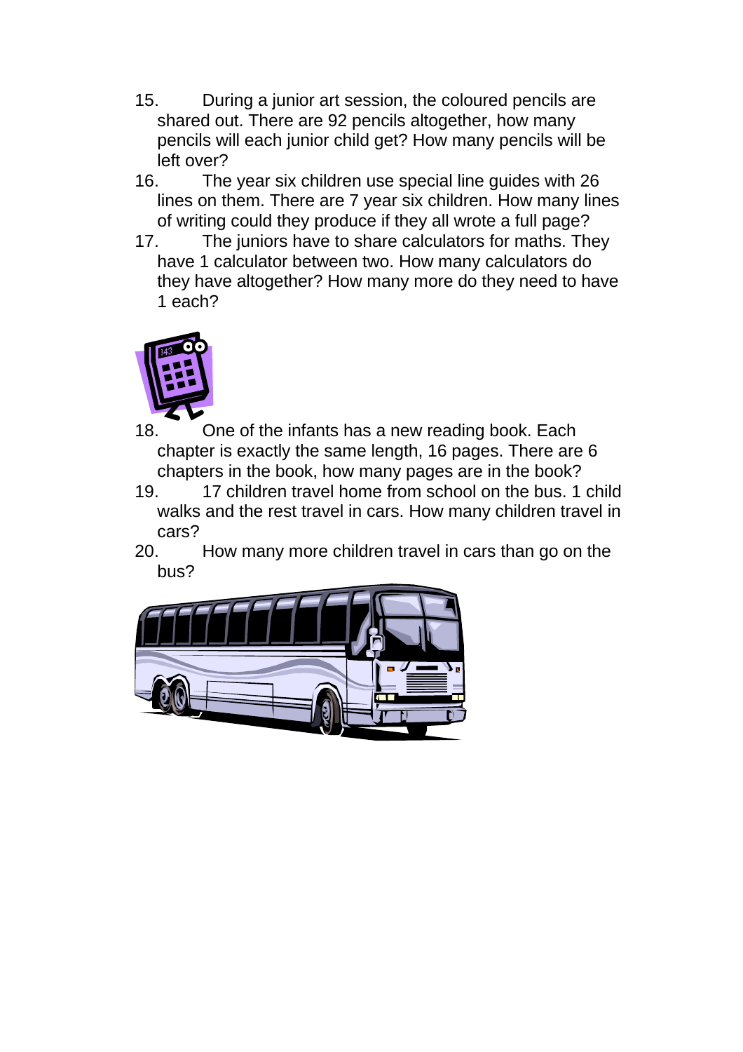15. During a junior art session, the coloured pencils are shared out. There are 92 pencils altogether, how many pencils will each junior child get? How many pencils will be left over?
16. The year six children use special line guides with 26 lines on them. There are 7 year six children. How many lines of writing could they produce if they all wrote a full page?
17. The juniors have to share calculators for maths. They have 1 calculator between two. How many calculators do they have altogether? How many more do they need to have 1 each?
18. One of the infants has a new reading book. Each chapter is exactly the same length, 16 pages. There are 6 chapters in the book, how many pages are in the book?
19. 17 children travel home from school on the bus. 1 child walks and the rest travel in cars. How many children travel in cars?
20. How many more children travel in cars than go on the bus?